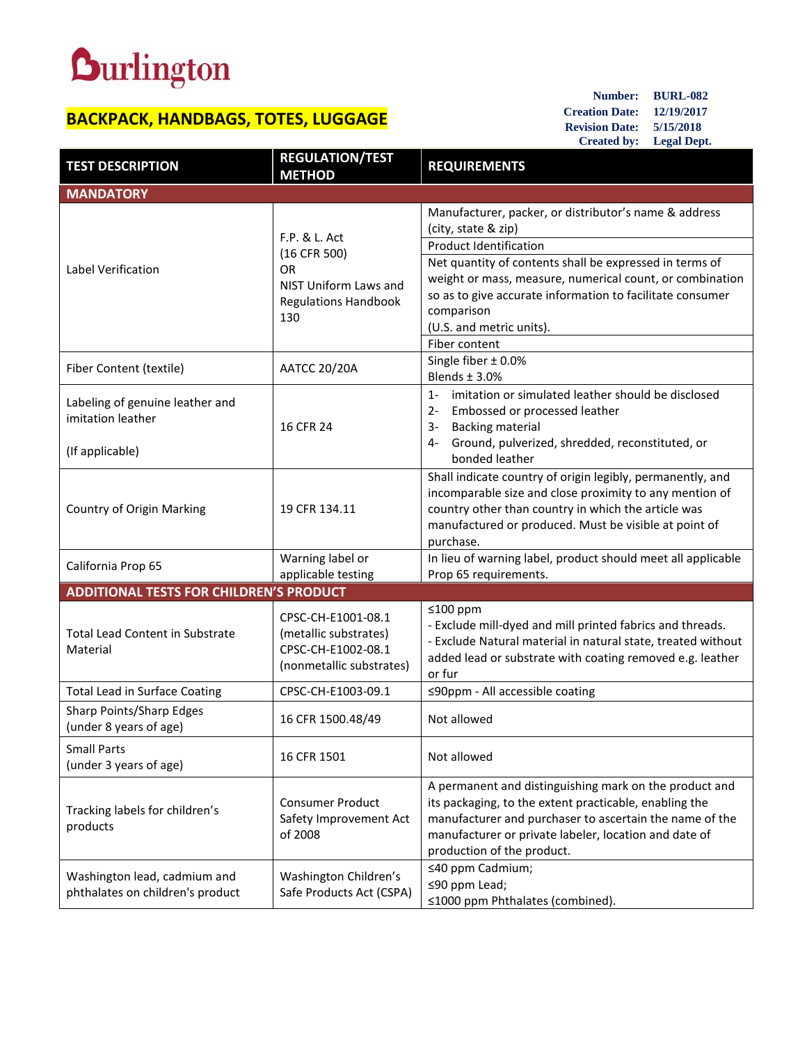Burlington

# BACKPACK, HANDBAGS, TOTES, LUGGAGE

**Number:** BURL-082
**Creation Date:** 12/19/2017
**Revision Date:** 5/15/2018
**Created by:** Legal Dept.

| TEST DESCRIPTION | REGULATION/TEST METHOD | REQUIREMENTS |
|---|---|---|
| **MANDATORY** | | |
| Label Verification | F.P. & L. Act (16 CFR 500) OR NIST Uniform Laws and Regulations Handbook 130 | Manufacturer, packer, or distributor's name & address (city, state & zip) |
| | | Product Identification |
| | | Net quantity of contents shall be expressed in terms of weight or mass, measure, numerical count, or combination so as to give accurate information to facilitate consumer comparison (U.S. and metric units). |
| | | Fiber content |
| Fiber Content (textile) | AATCC 20/20A | Single fiber ± 0.0%<br>Blends ± 3.0% |
| Labeling of genuine leather and imitation leather<br><br>(If applicable) | 16 CFR 24 | 1- imitation or simulated leather should be disclosed<br>2- Embossed or processed leather<br>3- Backing material<br>4- Ground, pulverized, shredded, reconstituted, or bonded leather |
| Country of Origin Marking | 19 CFR 134.11 | Shall indicate country of origin legibly, permanently, and incomparable size and close proximity to any mention of country other than country in which the article was manufactured or produced. Must be visible at point of purchase. |
| California Prop 65 | Warning label or applicable testing | In lieu of warning label, product should meet all applicable Prop 65 requirements. |
| **ADDITIONAL TESTS FOR CHILDREN'S PRODUCT** | | |
| Total Lead Content in Substrate Material | CPSC-CH-E1001-08.1 (metallic substrates)<br>CPSC-CH-E1002-08.1 (nonmetallic substrates) | ≤100 ppm<br>- Exclude mill-dyed and mill printed fabrics and threads.<br>- Exclude Natural material in natural state, treated without added lead or substrate with coating removed e.g. leather or fur |
| Total Lead in Surface Coating | CPSC-CH-E1003-09.1 | ≤90ppm - All accessible coating |
| Sharp Points/Sharp Edges (under 8 years of age) | 16 CFR 1500.48/49 | Not allowed |
| Small Parts (under 3 years of age) | 16 CFR 1501 | Not allowed |
| Tracking labels for children's products | Consumer Product Safety Improvement Act of 2008 | A permanent and distinguishing mark on the product and its packaging, to the extent practicable, enabling the manufacturer and purchaser to ascertain the name of the manufacturer or private labeler, location and date of production of the product. |
| Washington lead, cadmium and phthalates on children's product | Washington Children's Safe Products Act (CSPA) | ≤40 ppm Cadmium;<br>≤90 ppm Lead;<br>≤1000 ppm Phthalates (combined). |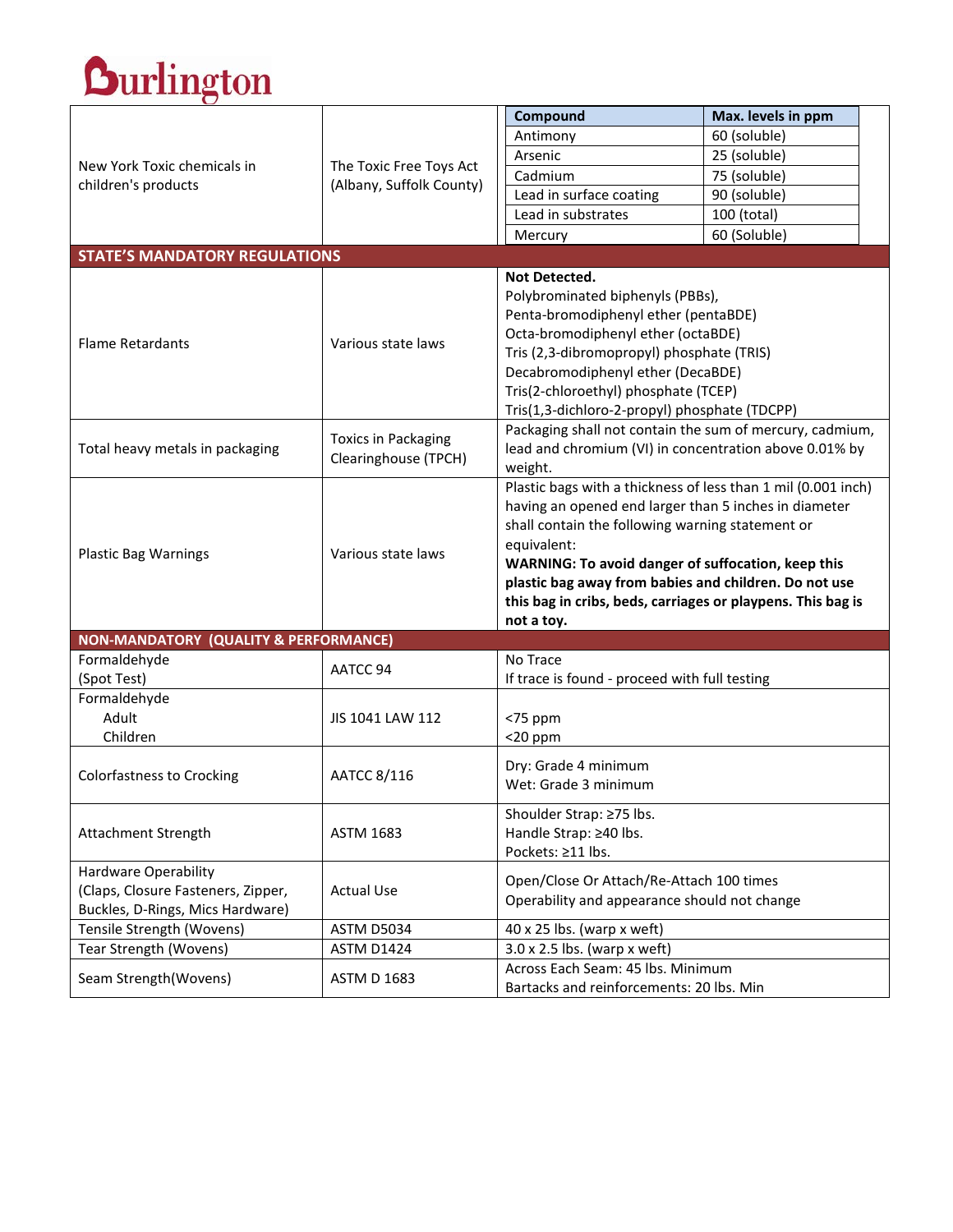| | | |
|---|---|---|
| New York Toxic chemicals in children's products | The Toxic Free Toys Act (Albany, Suffolk County) | **Compound** / **Max. levels in ppm**<br>Antimony: 60 (soluble)<br>Arsenic: 25 (soluble)<br>Cadmium: 75 (soluble)<br>Lead in surface coating: 90 (soluble)<br>Lead in substrates: 100 (total)<br>Mercury: 60 (Soluble) |
| **STATE'S MANDATORY REGULATIONS** | | |
| Flame Retardants | Various state laws | **Not Detected.**<br>Polybrominated biphenyls (PBBs),<br>Penta-bromodiphenyl ether (pentaBDE)<br>Octa-bromodiphenyl ether (octaBDE)<br>Tris (2,3-dibromopropyl) phosphate (TRIS)<br>Decabromodiphenyl ether (DecaBDE)<br>Tris(2-chloroethyl) phosphate (TCEP)<br>Tris(1,3-dichloro-2-propyl) phosphate (TDCPP) |
| Total heavy metals in packaging | Toxics in Packaging Clearinghouse (TPCH) | Packaging shall not contain the sum of mercury, cadmium, lead and chromium (VI) in concentration above 0.01% by weight. |
| Plastic Bag Warnings | Various state laws | Plastic bags with a thickness of less than 1 mil (0.001 inch) having an opened end larger than 5 inches in diameter shall contain the following warning statement or equivalent:<br>**WARNING: To avoid danger of suffocation, keep this plastic bag away from babies and children. Do not use this bag in cribs, beds, carriages or playpens. This bag is not a toy.** |
| **NON-MANDATORY (QUALITY & PERFORMANCE)** | | |
| Formaldehyde<br>(Spot Test) | AATCC 94 | No Trace<br>If trace is found - proceed with full testing |
| Formaldehyde<br>Adult<br>Children | JIS 1041 LAW 112 | <75 ppm<br><20 ppm |
| Colorfastness to Crocking | AATCC 8/116 | Dry: Grade 4 minimum<br>Wet: Grade 3 minimum |
| Attachment Strength | ASTM 1683 | Shoulder Strap: ≥75 lbs.<br>Handle Strap: ≥40 lbs.<br>Pockets: ≥11 lbs. |
| Hardware Operability<br>(Claps, Closure Fasteners, Zipper, Buckles, D-Rings, Mics Hardware) | Actual Use | Open/Close Or Attach/Re-Attach 100 times<br>Operability and appearance should not change |
| Tensile Strength (Wovens) | ASTM D5034 | 40 x 25 lbs. (warp x weft) |
| Tear Strength (Wovens) | ASTM D1424 | 3.0 x 2.5 lbs. (warp x weft) |
| Seam Strength(Wovens) | ASTM D 1683 | Across Each Seam: 45 lbs. Minimum<br>Bartacks and reinforcements: 20 lbs. Min |